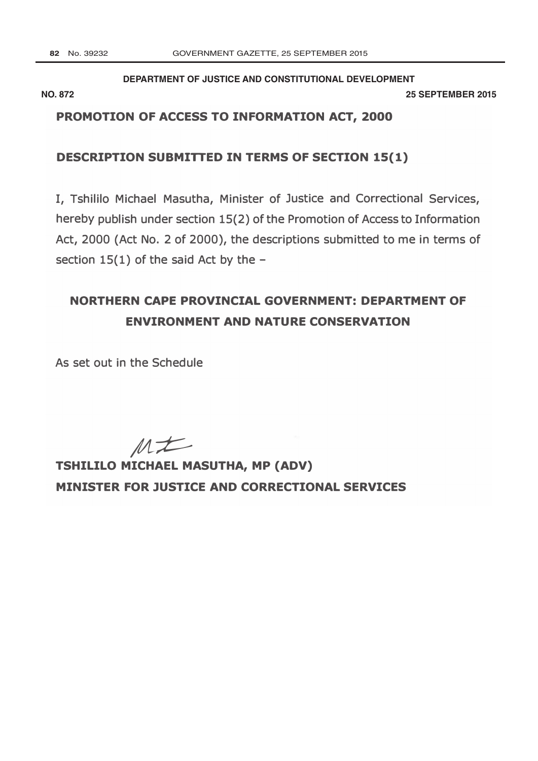**DEPARTMENT OF JUSTICE AND CONSTITUTIONAL DEVELOPMENT**

**NO. 872** **25 SEPTEMBER 2015**

# PROMOTION OF ACCESS TO INFORMATION ACT, 2000

## DESCRIPTION SUBMITTED IN TERMS OF SECTION 15(1)

I, Tshililo Michael Masutha, Minister of Justice and Correctional Services, hereby publish under section 15(2) of the Promotion of Access to Information Act, 2000 (Act No. 2 of 2000), the descriptions submitted to me in terms of section 15(1) of the said Act by the –

## NORTHERN CAPE PROVINCIAL GOVERNMENT: DEPARTMENT OF ENVIRONMENT AND NATURE CONSERVATION

As set out in the Schedule

**TSHILILO MICHAEL MASUTHA, MP (ADV)**
**MINISTER FOR JUSTICE AND CORRECTIONAL SERVICES**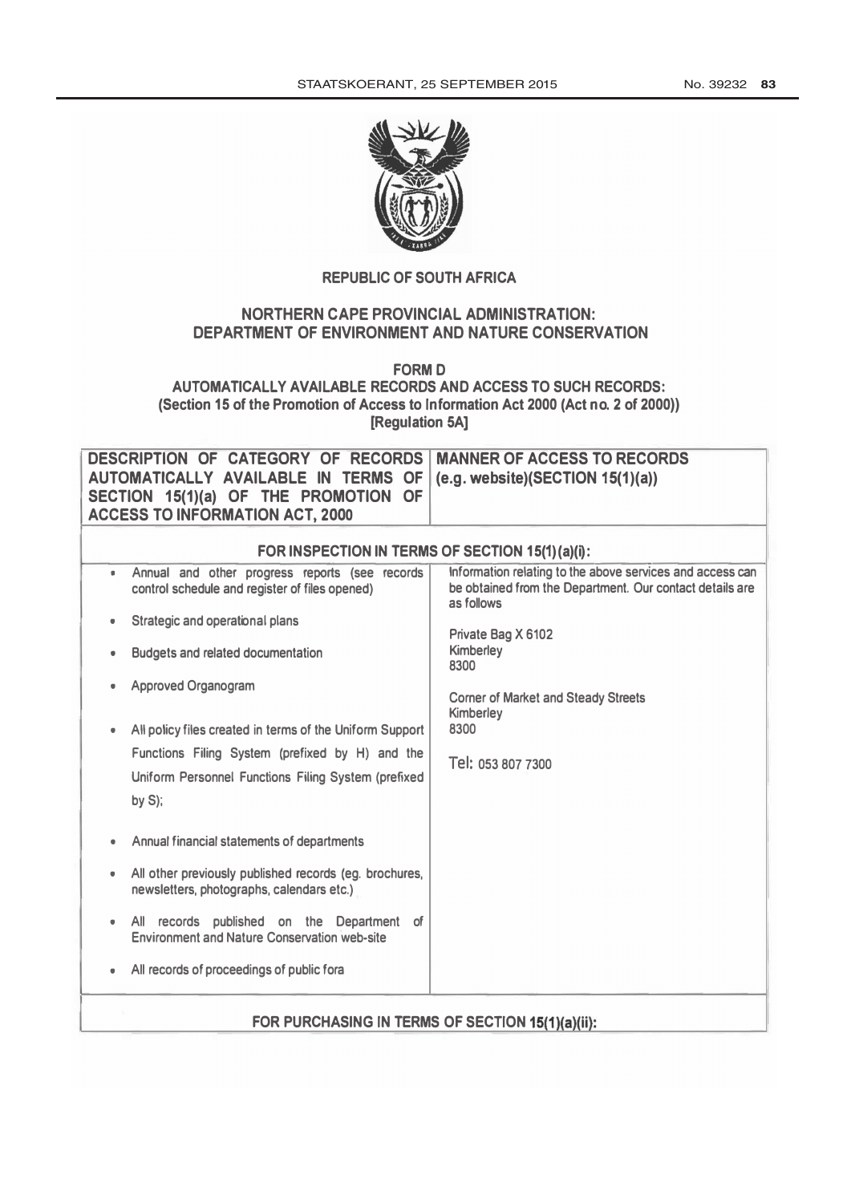**REPUBLIC OF SOUTH AFRICA**

**NORTHERN CAPE PROVINCIAL ADMINISTRATION: DEPARTMENT OF ENVIRONMENT AND NATURE CONSERVATION**

**FORM D**
**AUTOMATICALLY AVAILABLE RECORDS AND ACCESS TO SUCH RECORDS:**
**(Section 15 of the Promotion of Access to Information Act 2000 (Act no. 2 of 2000))**
**[Regulation 5A]**

| DESCRIPTION OF CATEGORY OF RECORDS AUTOMATICALLY AVAILABLE IN TERMS OF SECTION 15(1)(a) OF THE PROMOTION OF ACCESS TO INFORMATION ACT, 2000 | MANNER OF ACCESS TO RECORDS (e.g. website)(SECTION 15(1)(a)) |
|---|---|
| **FOR INSPECTION IN TERMS OF SECTION 15(1)(a)(i):** | |
| • Annual and other progress reports (see records control schedule and register of files opened)<br>• Strategic and operational plans<br>• Budgets and related documentation<br>• Approved Organogram<br>• All policy files created in terms of the Uniform Support Functions Filing System (prefixed by H) and the Uniform Personnel Functions Filing System (prefixed by S);<br>• Annual financial statements of departments<br>• All other previously published records (eg. brochures, newsletters, photographs, calendars etc.)<br>• All records published on the Department of Environment and Nature Conservation web-site<br>• All records of proceedings of public fora | Information relating to the above services and access can be obtained from the Department. Our contact details are as follows<br><br>Private Bag X 6102<br>Kimberley<br>8300<br><br>Corner of Market and Steady Streets<br>Kimberley<br>8300<br><br>Tel: 053 807 7300 |
| **FOR PURCHASING IN TERMS OF SECTION 15(1)(a)(ii):** | |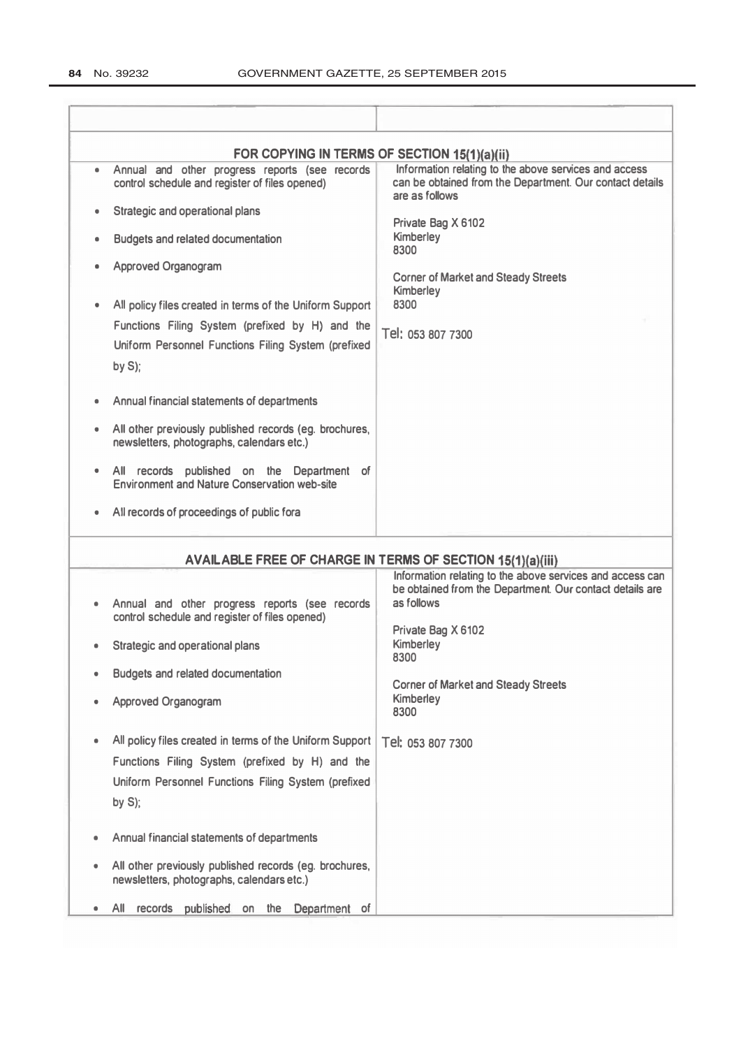| | |
|---|---|
| **FOR COPYING IN TERMS OF SECTION 15(1)(a)(ii)** | |
| • Annual and other progress reports (see records control schedule and register of files opened)<br>• Strategic and operational plans<br>• Budgets and related documentation<br>• Approved Organogram<br>• All policy files created in terms of the Uniform Support Functions Filing System (prefixed by H) and the Uniform Personnel Functions Filing System (prefixed by S);<br>• Annual financial statements of departments<br>• All other previously published records (eg. brochures, newsletters, photographs, calendars etc.)<br>• All records published on the Department of Environment and Nature Conservation web-site<br>• All records of proceedings of public fora | Information relating to the above services and access can be obtained from the Department. Our contact details are as follows<br><br>Private Bag X 6102<br>Kimberley<br>8300<br><br>Corner of Market and Steady Streets<br>Kimberley<br>8300<br><br>Tel: 053 807 7300 |
| **AVAILABLE FREE OF CHARGE IN TERMS OF SECTION 15(1)(a)(iii)** | |
| • Annual and other progress reports (see records control schedule and register of files opened)<br>• Strategic and operational plans<br>• Budgets and related documentation<br>• Approved Organogram<br>• All policy files created in terms of the Uniform Support Functions Filing System (prefixed by H) and the Uniform Personnel Functions Filing System (prefixed by S);<br>• Annual financial statements of departments<br>• All other previously published records (eg. brochures, newsletters, photographs, calendars etc.)<br>• All records published on the Department of | Information relating to the above services and access can be obtained from the Department. Our contact details are as follows<br><br>Private Bag X 6102<br>Kimberley<br>8300<br><br>Corner of Market and Steady Streets<br>Kimberley<br>8300<br><br>Tel: 053 807 7300 |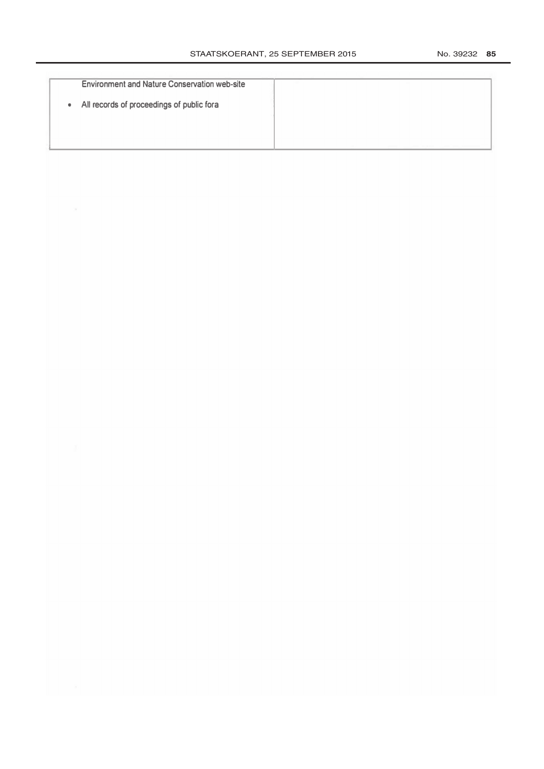| | |
|---|---|
| Environment and Nature Conservation web-site<br>• All records of proceedings of public fora | |